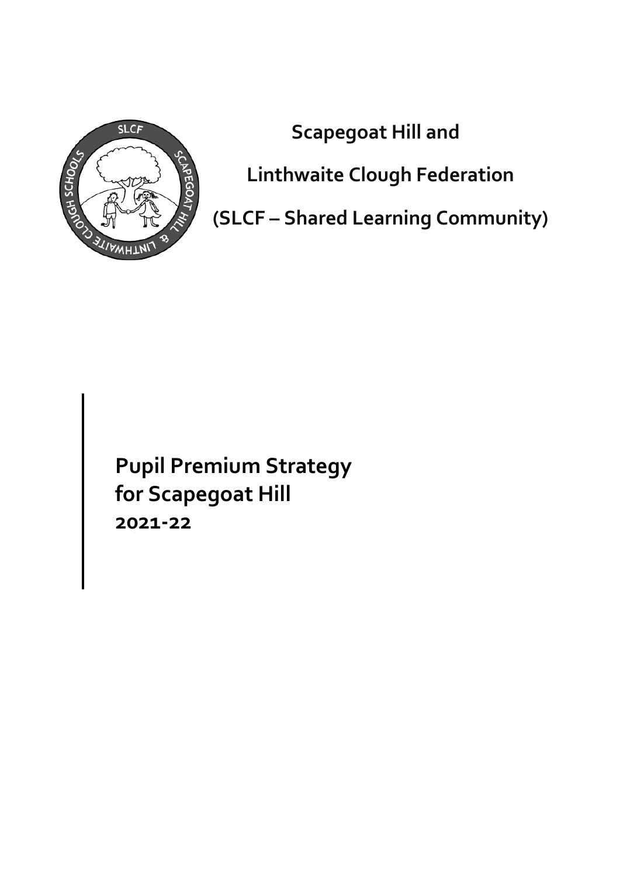**Scapegoat Hill and**

**Linthwaite Clough Federation**

**(SLCF – Shared Learning Community)**

# Pupil Premium Strategy for Scapegoat Hill

## 2021-22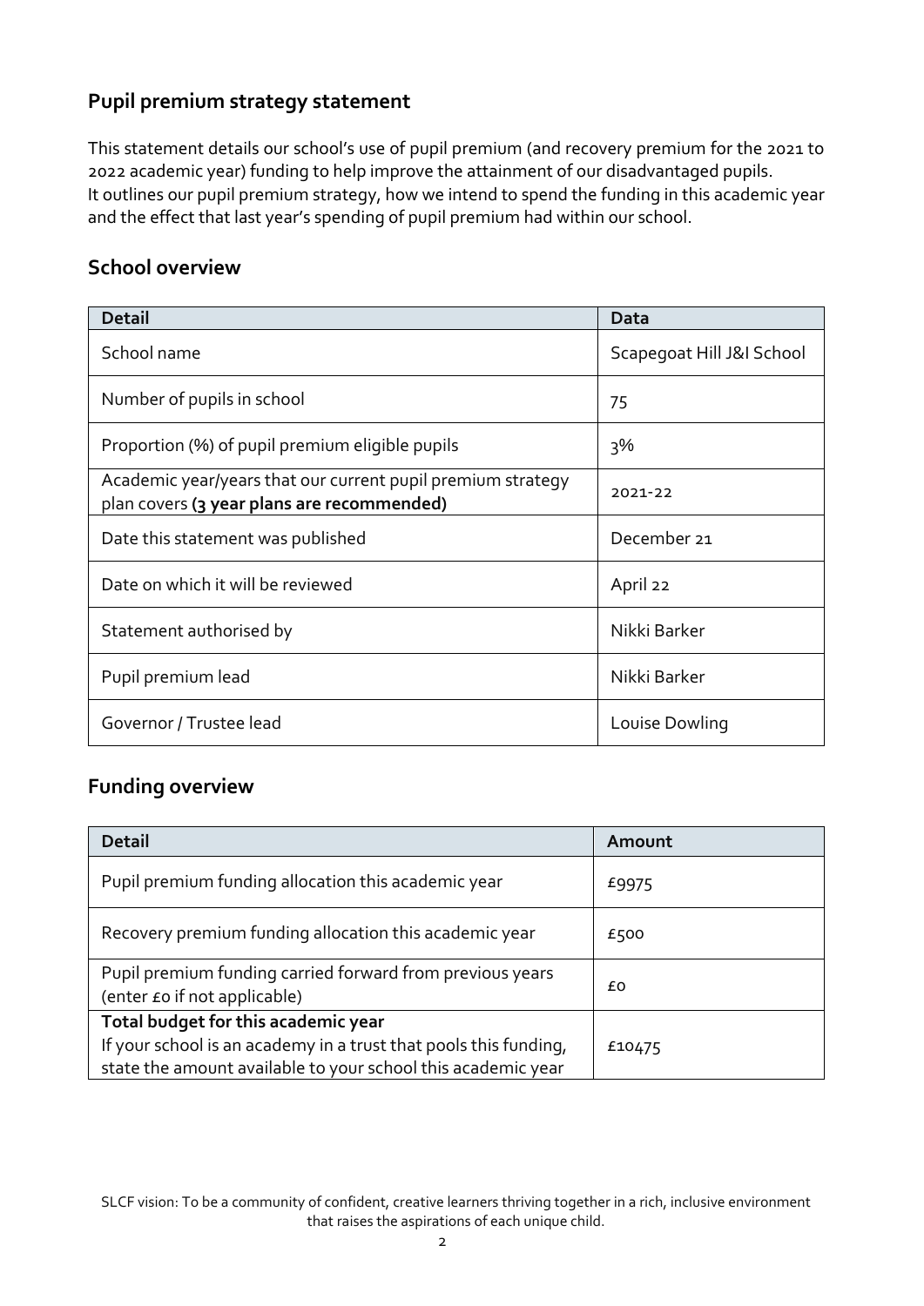## Pupil premium strategy statement

This statement details our school's use of pupil premium (and recovery premium for the 2021 to 2022 academic year) funding to help improve the attainment of our disadvantaged pupils.
It outlines our pupil premium strategy, how we intend to spend the funding in this academic year and the effect that last year's spending of pupil premium had within our school.

## School overview

| Detail | Data |
|---|---|
| School name | Scapegoat Hill J&I School |
| Number of pupils in school | 75 |
| Proportion (%) of pupil premium eligible pupils | 3% |
| Academic year/years that our current pupil premium strategy plan covers **(3 year plans are recommended)** | 2021-22 |
| Date this statement was published | December 21 |
| Date on which it will be reviewed | April 22 |
| Statement authorised by | Nikki Barker |
| Pupil premium lead | Nikki Barker |
| Governor / Trustee lead | Louise Dowling |

## Funding overview

| Detail | Amount |
|---|---|
| Pupil premium funding allocation this academic year | £9975 |
| Recovery premium funding allocation this academic year | £500 |
| Pupil premium funding carried forward from previous years (enter £0 if not applicable) | £0 |
| **Total budget for this academic year**<br>If your school is an academy in a trust that pools this funding, state the amount available to your school this academic year | £10475 |

SLCF vision: To be a community of confident, creative learners thriving together in a rich, inclusive environment that raises the aspirations of each unique child.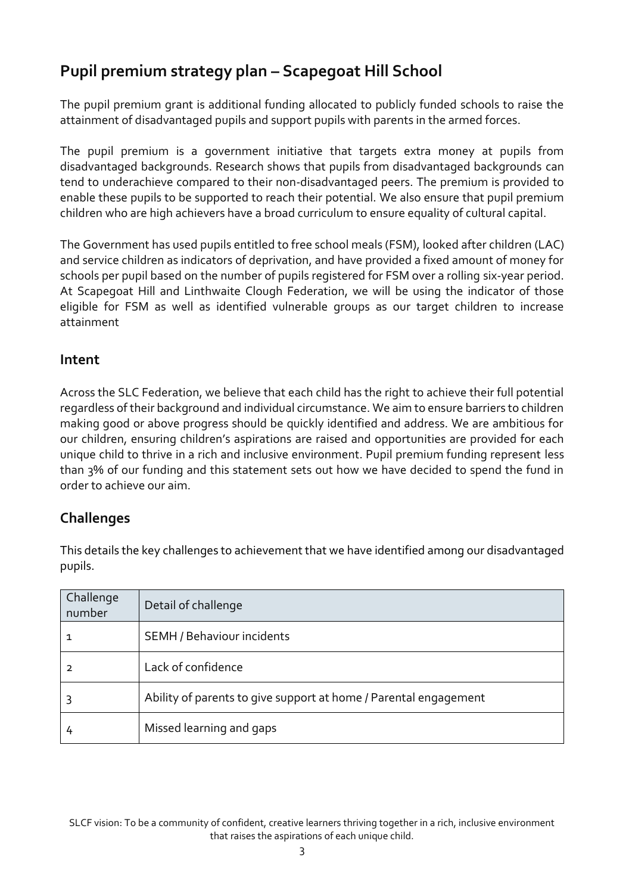# Pupil premium strategy plan – Scapegoat Hill School

The pupil premium grant is additional funding allocated to publicly funded schools to raise the attainment of disadvantaged pupils and support pupils with parents in the armed forces.

The pupil premium is a government initiative that targets extra money at pupils from disadvantaged backgrounds. Research shows that pupils from disadvantaged backgrounds can tend to underachieve compared to their non-disadvantaged peers. The premium is provided to enable these pupils to be supported to reach their potential. We also ensure that pupil premium children who are high achievers have a broad curriculum to ensure equality of cultural capital.

The Government has used pupils entitled to free school meals (FSM), looked after children (LAC) and service children as indicators of deprivation, and have provided a fixed amount of money for schools per pupil based on the number of pupils registered for FSM over a rolling six-year period. At Scapegoat Hill and Linthwaite Clough Federation, we will be using the indicator of those eligible for FSM as well as identified vulnerable groups as our target children to increase attainment

## Intent

Across the SLC Federation, we believe that each child has the right to achieve their full potential regardless of their background and individual circumstance. We aim to ensure barriers to children making good or above progress should be quickly identified and address. We are ambitious for our children, ensuring children's aspirations are raised and opportunities are provided for each unique child to thrive in a rich and inclusive environment. Pupil premium funding represent less than 3% of our funding and this statement sets out how we have decided to spend the fund in order to achieve our aim.

## Challenges

This details the key challenges to achievement that we have identified among our disadvantaged pupils.

| Challenge number | Detail of challenge |
|---|---|
| 1 | SEMH / Behaviour incidents |
| 2 | Lack of confidence |
| 3 | Ability of parents to give support at home / Parental engagement |
| 4 | Missed learning and gaps |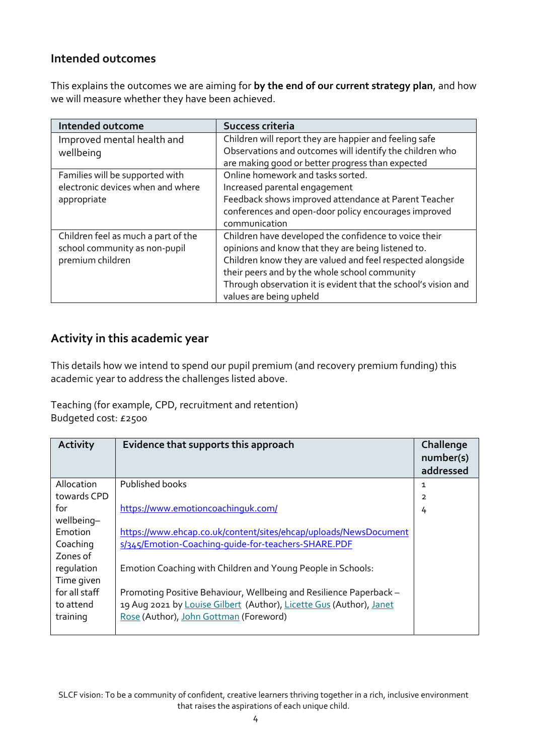## Intended outcomes

This explains the outcomes we are aiming for **by the end of our current strategy plan**, and how we will measure whether they have been achieved.

| Intended outcome | Success criteria |
|---|---|
| Improved mental health and wellbeing | Children will report they are happier and feeling safe<br>Observations and outcomes will identify the children who are making good or better progress than expected |
| Families will be supported with electronic devices when and where appropriate | Online homework and tasks sorted.<br>Increased parental engagement<br>Feedback shows improved attendance at Parent Teacher conferences and open-door policy encourages improved communication |
| Children feel as much a part of the school community as non-pupil premium children | Children have developed the confidence to voice their opinions and know that they are being listened to.<br>Children know they are valued and feel respected alongside their peers and by the whole school community<br>Through observation it is evident that the school's vision and values are being upheld |

## Activity in this academic year

This details how we intend to spend our pupil premium (and recovery premium funding) this academic year to address the challenges listed above.

Teaching (for example, CPD, recruitment and retention)
Budgeted cost: £2500

| Activity | Evidence that supports this approach | Challenge number(s) addressed |
|---|---|---|
| Allocation towards CPD for wellbeing– Emotion Coaching Zones of regulation Time given for all staff to attend training | Published books<br><br>https://www.emotioncoachinguk.com/<br><br>https://www.ehcap.co.uk/content/sites/ehcap/uploads/NewsDocuments/345/Emotion-Coaching-guide-for-teachers-SHARE.PDF<br><br>Emotion Coaching with Children and Young People in Schools:<br><br>Promoting Positive Behaviour, Wellbeing and Resilience Paperback – 19 Aug 2021 by Louise Gilbert (Author), Licette Gus (Author), Janet Rose (Author), John Gottman (Foreword) | 1<br>2<br>4 |

SLCF vision: To be a community of confident, creative learners thriving together in a rich, inclusive environment that raises the aspirations of each unique child.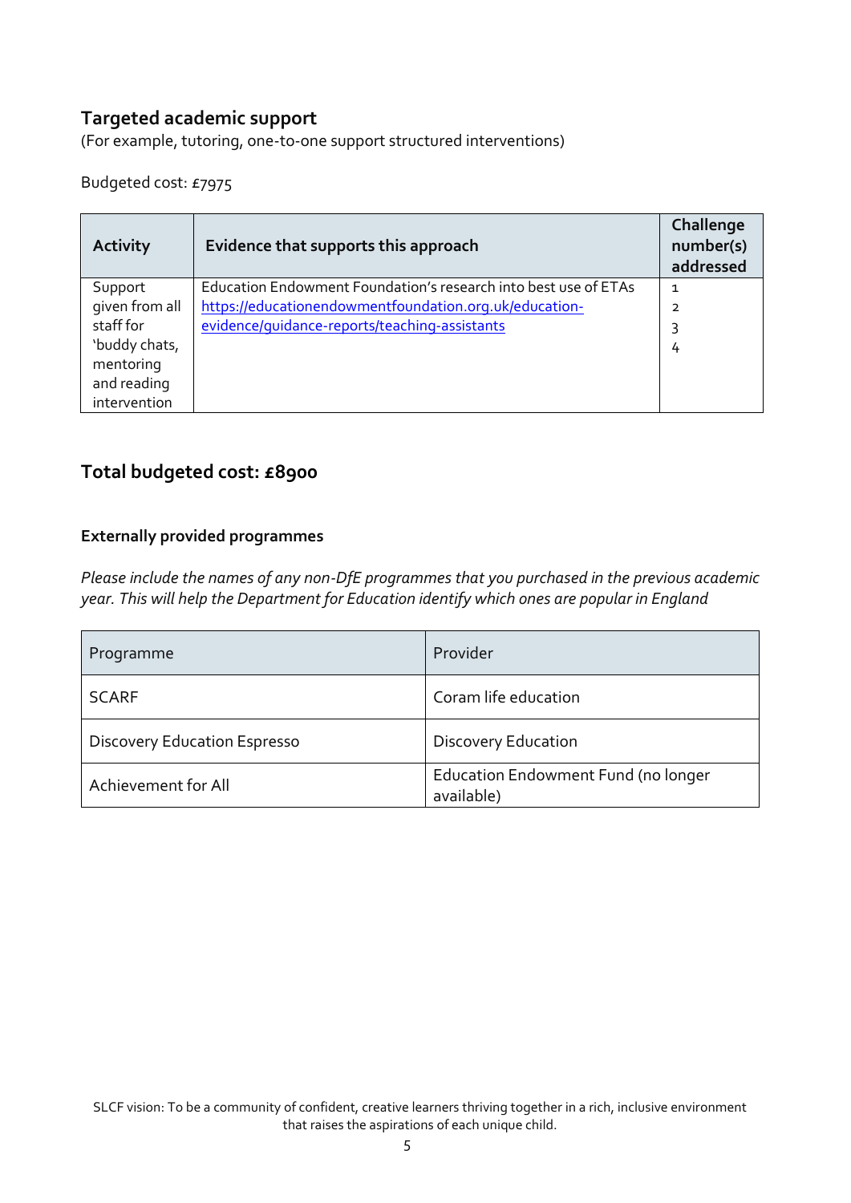### Targeted academic support

(For example, tutoring, one-to-one support structured interventions)

Budgeted cost: £7975

| Activity | Evidence that supports this approach | Challenge number(s) addressed |
|---|---|---|
| Support given from all staff for 'buddy chats, mentoring and reading intervention | Education Endowment Foundation's research into best use of ETAs https://educationendowmentfoundation.org.uk/education-evidence/guidance-reports/teaching-assistants | 1<br>2<br>3<br>4 |

## Total budgeted cost: £8900

#### Externally provided programmes

*Please include the names of any non-DfE programmes that you purchased in the previous academic year. This will help the Department for Education identify which ones are popular in England*

| Programme | Provider |
|---|---|
| SCARF | Coram life education |
| Discovery Education Espresso | Discovery Education |
| Achievement for All | Education Endowment Fund (no longer available) |

SLCF vision: To be a community of confident, creative learners thriving together in a rich, inclusive environment that raises the aspirations of each unique child.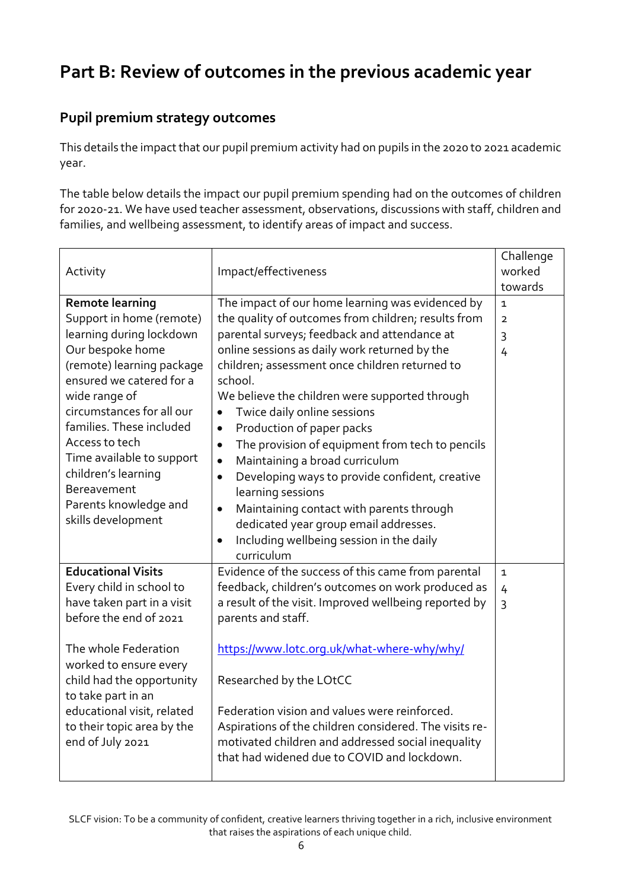# Part B: Review of outcomes in the previous academic year

## Pupil premium strategy outcomes

This details the impact that our pupil premium activity had on pupils in the 2020 to 2021 academic year.

The table below details the impact our pupil premium spending had on the outcomes of children for 2020-21. We have used teacher assessment, observations, discussions with staff, children and families, and wellbeing assessment, to identify areas of impact and success.

| Activity | Impact/effectiveness | Challenge worked towards |
|---|---|---|
| **Remote learning**<br>Support in home (remote) learning during lockdown<br>Our bespoke home (remote) learning package ensured we catered for a wide range of circumstances for all our families. These included<br>Access to tech<br>Time available to support children's learning<br>Bereavement<br>Parents knowledge and skills development | The impact of our home learning was evidenced by the quality of outcomes from children; results from parental surveys; feedback and attendance at online sessions as daily work returned by the children; assessment once children returned to school.<br>We believe the children were supported through<br>• Twice daily online sessions<br>• Production of paper packs<br>• The provision of equipment from tech to pencils<br>• Maintaining a broad curriculum<br>• Developing ways to provide confident, creative learning sessions<br>• Maintaining contact with parents through dedicated year group email addresses.<br>• Including wellbeing session in the daily curriculum | 1<br>2<br>3<br>4 |
| **Educational Visits**<br>Every child in school to have taken part in a visit before the end of 2021<br><br>The whole Federation worked to ensure every child had the opportunity to take part in an educational visit, related to their topic area by the end of July 2021 | Evidence of the success of this came from parental feedback, children's outcomes on work produced as a result of the visit. Improved wellbeing reported by parents and staff.<br><br>https://www.lotc.org.uk/what-where-why/why/<br><br>Researched by the LOtCC<br><br>Federation vision and values were reinforced. Aspirations of the children considered. The visits re-motivated children and addressed social inequality that had widened due to COVID and lockdown. | 1<br>4<br>3 |

SLCF vision: To be a community of confident, creative learners thriving together in a rich, inclusive environment that raises the aspirations of each unique child.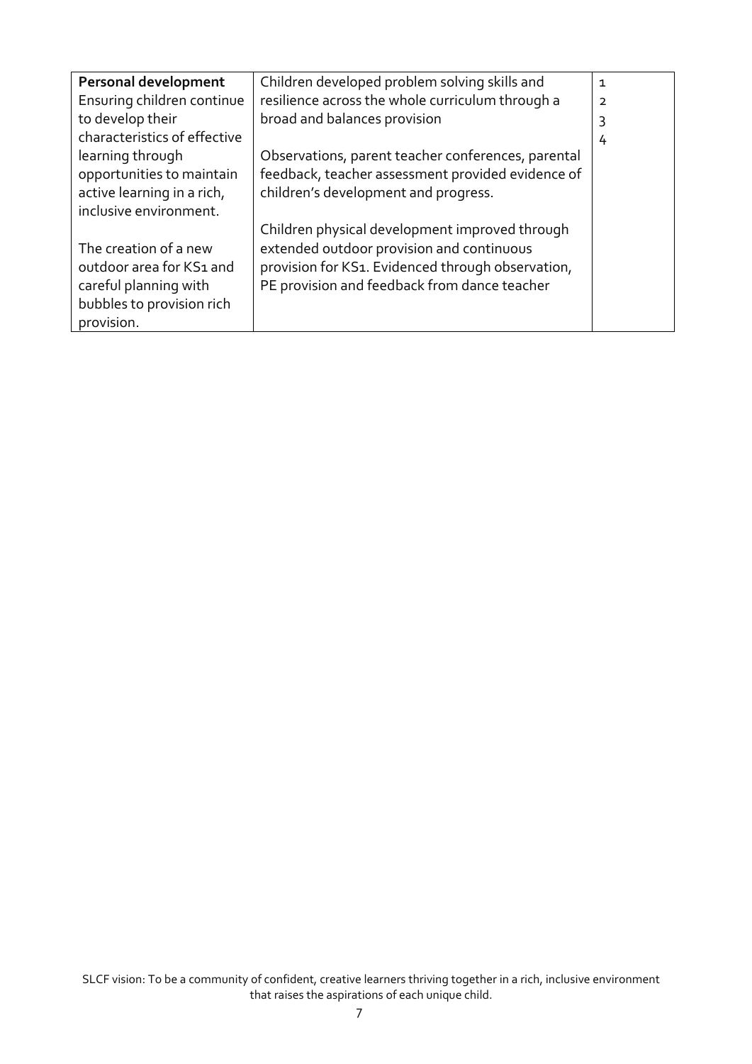| | | |
|---|---|---|
| **Personal development**<br>Ensuring children continue to develop their characteristics of effective learning through opportunities to maintain active learning in a rich, inclusive environment.<br><br>The creation of a new outdoor area for KS1 and careful planning with bubbles to provision rich provision. | Children developed problem solving skills and resilience across the whole curriculum through a broad and balances provision<br><br>Observations, parent teacher conferences, parental feedback, teacher assessment provided evidence of children's development and progress.<br><br>Children physical development improved through extended outdoor provision and continuous provision for KS1. Evidenced through observation, PE provision and feedback from dance teacher | 1<br>2<br>3<br>4 |

SLCF vision: To be a community of confident, creative learners thriving together in a rich, inclusive environment that raises the aspirations of each unique child.